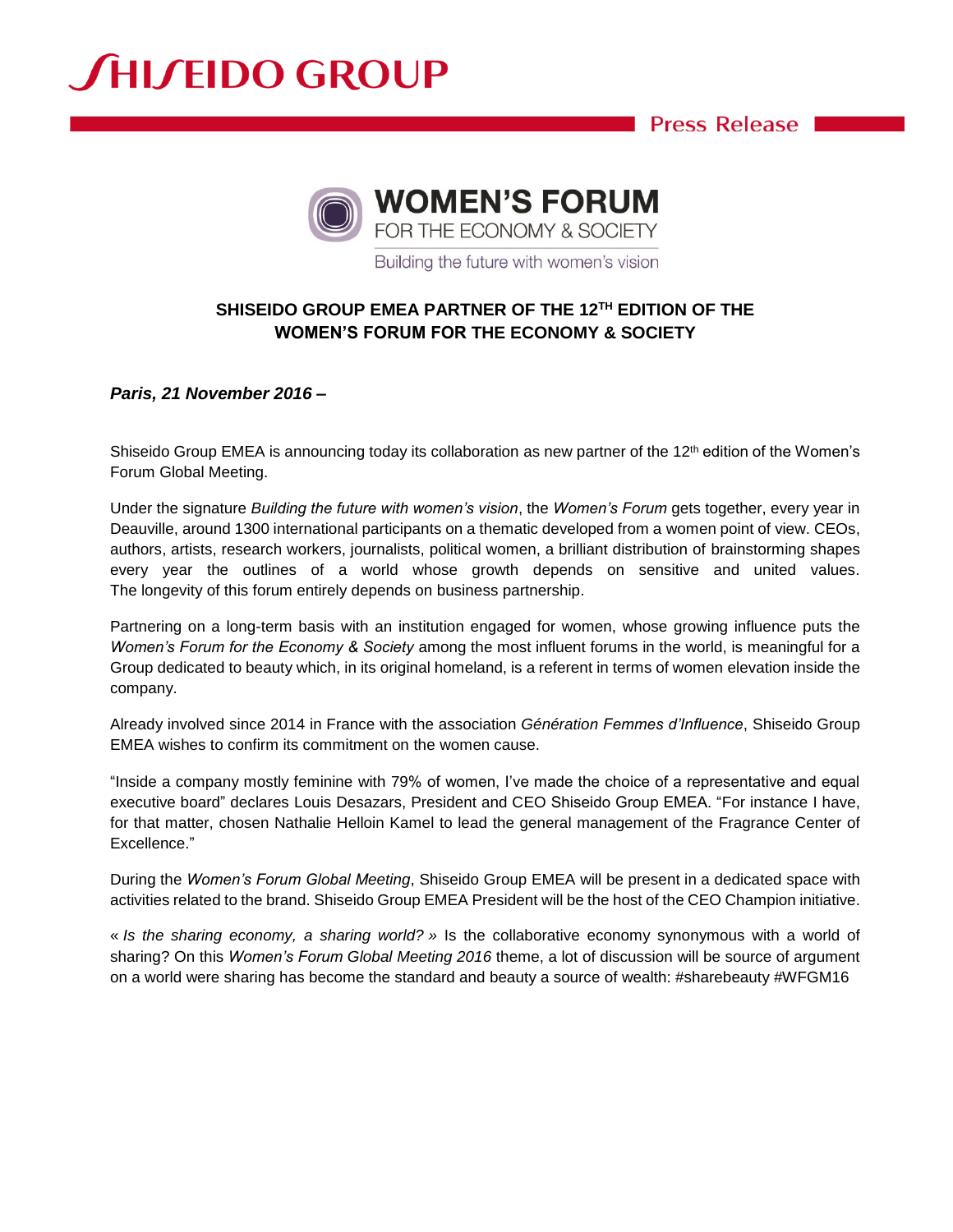SHISEIDO GROUP

Press Release

WOMEN'S FORUM
FOR THE ECONOMY & SOCIETY
Building the future with women's vision

**SHISEIDO GROUP EMEA PARTNER OF THE 12[TH] EDITION OF THE WOMEN'S FORUM FOR THE ECONOMY & SOCIETY**

***Paris, 21 November 2016 –***

Shiseido Group EMEA is announcing today its collaboration as new partner of the 12[th] edition of the Women's Forum Global Meeting.

Under the signature *Building the future with women's vision*, the *Women's Forum* gets together, every year in Deauville, around 1300 international participants on a thematic developed from a women point of view. CEOs, authors, artists, research workers, journalists, political women, a brilliant distribution of brainstorming shapes every year the outlines of a world whose growth depends on sensitive and united values. The longevity of this forum entirely depends on business partnership.

Partnering on a long-term basis with an institution engaged for women, whose growing influence puts the *Women's Forum for the Economy & Society* among the most influent forums in the world, is meaningful for a Group dedicated to beauty which, in its original homeland, is a referent in terms of women elevation inside the company.

Already involved since 2014 in France with the association *Génération Femmes d'Influence*, Shiseido Group EMEA wishes to confirm its commitment on the women cause.

"Inside a company mostly feminine with 79% of women, I've made the choice of a representative and equal executive board" declares Louis Desazars, President and CEO Shiseido Group EMEA. "For instance I have, for that matter, chosen Nathalie Helloin Kamel to lead the general management of the Fragrance Center of Excellence."

During the *Women's Forum Global Meeting*, Shiseido Group EMEA will be present in a dedicated space with activities related to the brand. Shiseido Group EMEA President will be the host of the CEO Champion initiative.

« *Is the sharing economy, a sharing world?* » Is the collaborative economy synonymous with a world of sharing? On this *Women's Forum Global Meeting 2016* theme, a lot of discussion will be source of argument on a world were sharing has become the standard and beauty a source of wealth: #sharebeauty #WFGM16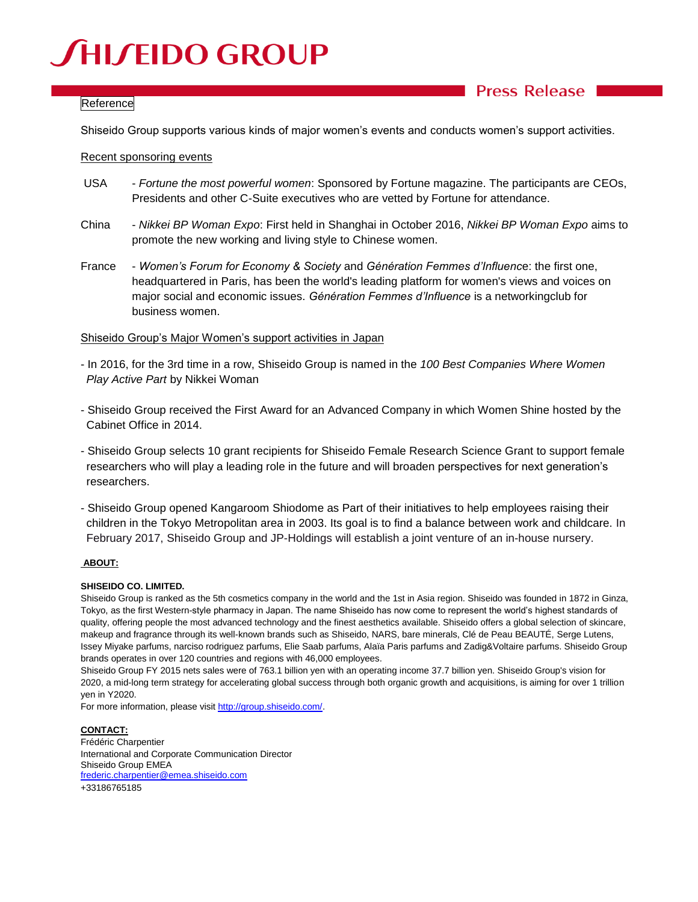Reference

Shiseido Group supports various kinds of major women's events and conducts women's support activities.

Recent sponsoring events

USA - *Fortune the most powerful women*: Sponsored by Fortune magazine. The participants are CEOs, Presidents and other C-Suite executives who are vetted by Fortune for attendance.

China - *Nikkei BP Woman Expo*: First held in Shanghai in October 2016, *Nikkei BP Woman Expo* aims to promote the new working and living style to Chinese women.

France - *Women's Forum for Economy & Society* and *Génération Femmes d'Influence*: the first one, headquartered in Paris, has been the world's leading platform for women's views and voices on major social and economic issues. *Génération Femmes d'Influence* is a networkingclub for business women.

Shiseido Group's Major Women's support activities in Japan

- In 2016, for the 3rd time in a row, Shiseido Group is named in the *100 Best Companies Where Women Play Active Part* by Nikkei Woman

- Shiseido Group received the First Award for an Advanced Company in which Women Shine hosted by the Cabinet Office in 2014.

- Shiseido Group selects 10 grant recipients for Shiseido Female Research Science Grant to support female researchers who will play a leading role in the future and will broaden perspectives for next generation's researchers.

- Shiseido Group opened Kangaroom Shiodome as Part of their initiatives to help employees raising their children in the Tokyo Metropolitan area in 2003. Its goal is to find a balance between work and childcare. In February 2017, Shiseido Group and JP-Holdings will establish a joint venture of an in-house nursery.

**ABOUT:**

**SHISEIDO CO. LIMITED.**

Shiseido Group is ranked as the 5th cosmetics company in the world and the 1st in Asia region. Shiseido was founded in 1872 in Ginza, Tokyo, as the first Western-style pharmacy in Japan. The name Shiseido has now come to represent the world's highest standards of quality, offering people the most advanced technology and the finest aesthetics available. Shiseido offers a global selection of skincare, makeup and fragrance through its well-known brands such as Shiseido, NARS, bare minerals, Clé de Peau BEAUTÉ, Serge Lutens, Issey Miyake parfums, narciso rodriguez parfums, Elie Saab parfums, Alaïa Paris parfums and Zadig&Voltaire parfums. Shiseido Group brands operates in over 120 countries and regions with 46,000 employees.

Shiseido Group FY 2015 nets sales were of 763.1 billion yen with an operating income 37.7 billion yen. Shiseido Group's vision for 2020, a mid-long term strategy for accelerating global success through both organic growth and acquisitions, is aiming for over 1 trillion yen in Y2020.

For more information, please visit http://group.shiseido.com/.

**CONTACT:**

Frédéric Charpentier
International and Corporate Communication Director
Shiseido Group EMEA
frederic.charpentier@emea.shiseido.com
+33186765185